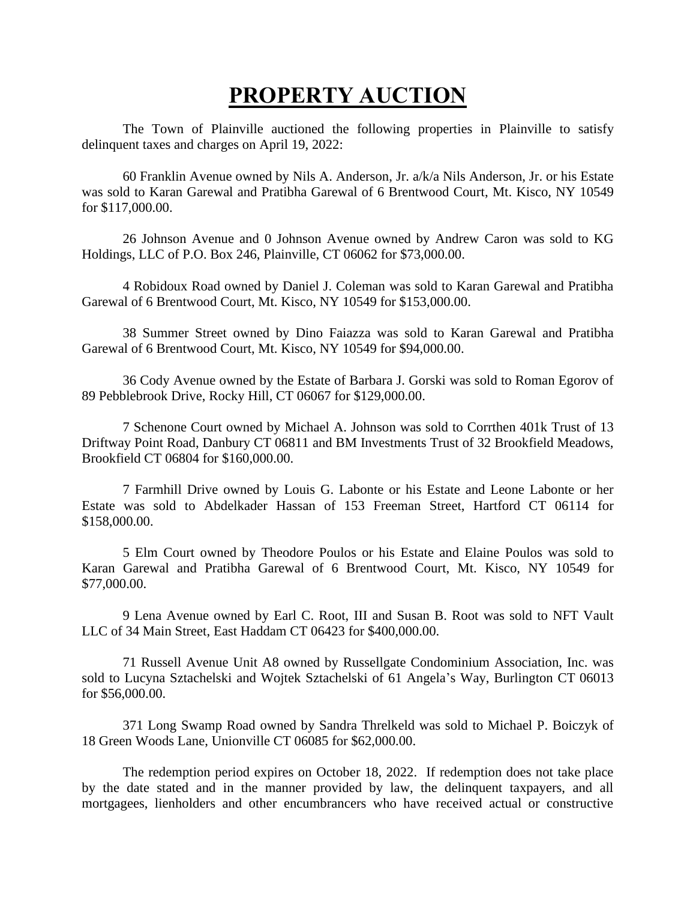# PROPERTY AUCTION

The Town of Plainville auctioned the following properties in Plainville to satisfy delinquent taxes and charges on April 19, 2022:

60 Franklin Avenue owned by Nils A. Anderson, Jr. a/k/a Nils Anderson, Jr. or his Estate was sold to Karan Garewal and Pratibha Garewal of 6 Brentwood Court, Mt. Kisco, NY 10549 for $117,000.00.

26 Johnson Avenue and 0 Johnson Avenue owned by Andrew Caron was sold to KG Holdings, LLC of P.O. Box 246, Plainville, CT 06062 for $73,000.00.

4 Robidoux Road owned by Daniel J. Coleman was sold to Karan Garewal and Pratibha Garewal of 6 Brentwood Court, Mt. Kisco, NY 10549 for $153,000.00.

38 Summer Street owned by Dino Faiazza was sold to Karan Garewal and Pratibha Garewal of 6 Brentwood Court, Mt. Kisco, NY 10549 for $94,000.00.

36 Cody Avenue owned by the Estate of Barbara J. Gorski was sold to Roman Egorov of 89 Pebblebrook Drive, Rocky Hill, CT 06067 for $129,000.00.

7 Schenone Court owned by Michael A. Johnson was sold to Corrthen 401k Trust of 13 Driftway Point Road, Danbury CT 06811 and BM Investments Trust of 32 Brookfield Meadows, Brookfield CT 06804 for $160,000.00.

7 Farmhill Drive owned by Louis G. Labonte or his Estate and Leone Labonte or her Estate was sold to Abdelkader Hassan of 153 Freeman Street, Hartford CT 06114 for $158,000.00.

5 Elm Court owned by Theodore Poulos or his Estate and Elaine Poulos was sold to Karan Garewal and Pratibha Garewal of 6 Brentwood Court, Mt. Kisco, NY 10549 for $77,000.00.

9 Lena Avenue owned by Earl C. Root, III and Susan B. Root was sold to NFT Vault LLC of 34 Main Street, East Haddam CT 06423 for $400,000.00.

71 Russell Avenue Unit A8 owned by Russellgate Condominium Association, Inc. was sold to Lucyna Sztachelski and Wojtek Sztachelski of 61 Angela's Way, Burlington CT 06013 for $56,000.00.

371 Long Swamp Road owned by Sandra Threlkeld was sold to Michael P. Boiczyk of 18 Green Woods Lane, Unionville CT 06085 for $62,000.00.

The redemption period expires on October 18, 2022. If redemption does not take place by the date stated and in the manner provided by law, the delinquent taxpayers, and all mortgagees, lienholders and other encumbrancers who have received actual or constructive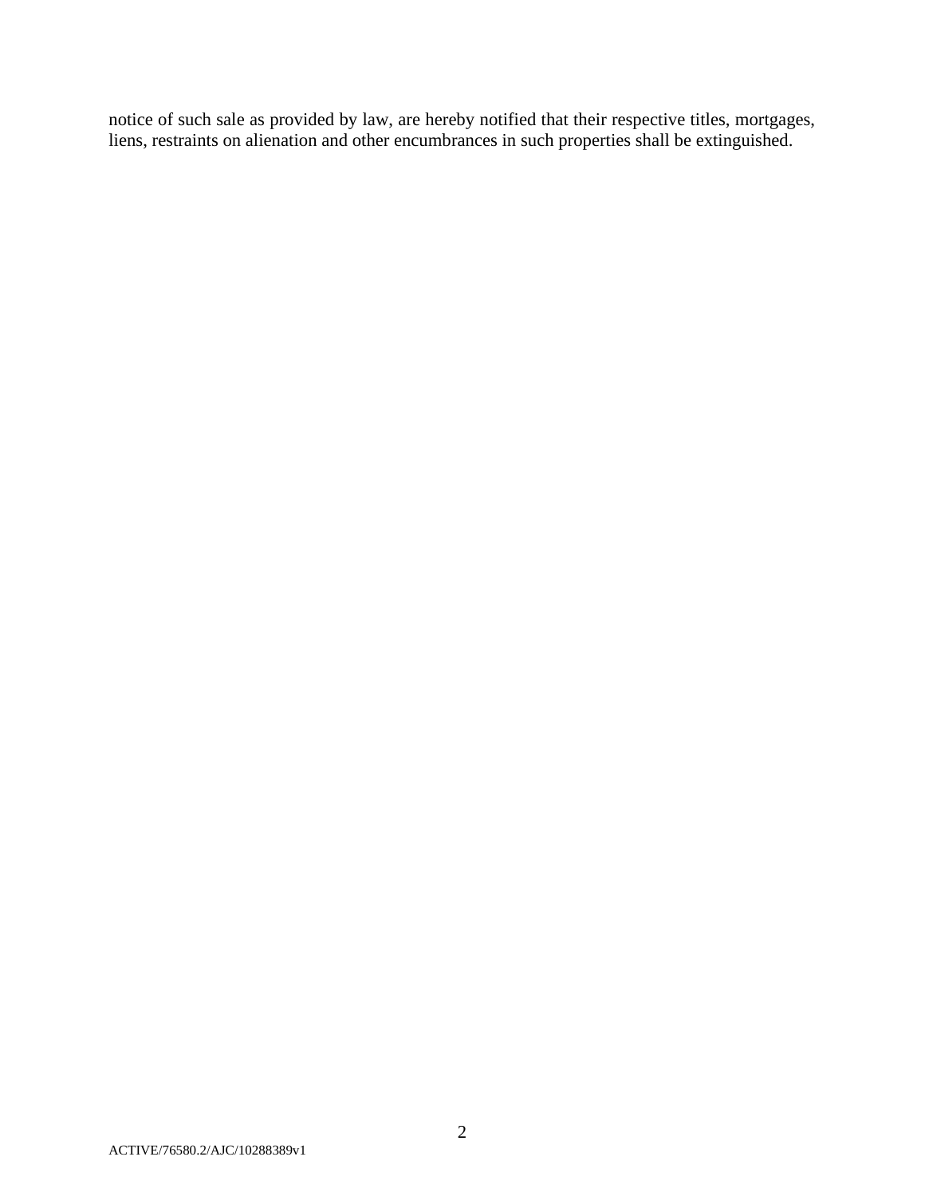notice of such sale as provided by law, are hereby notified that their respective titles, mortgages, liens, restraints on alienation and other encumbrances in such properties shall be extinguished.